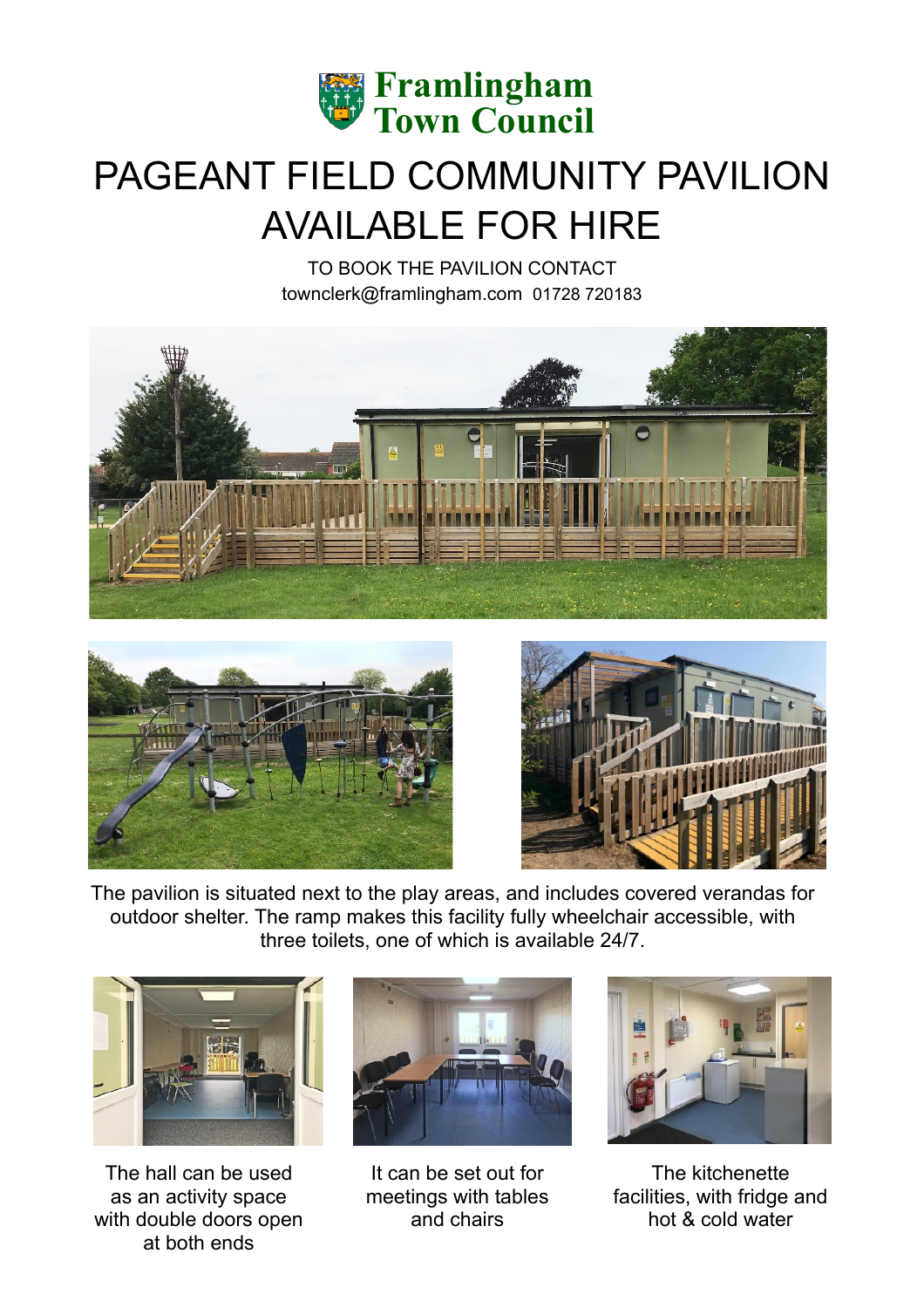**Framlingham Town Council**

# PAGEANT FIELD COMMUNITY PAVILION AVAILABLE FOR HIRE

TO BOOK THE PAVILION CONTACT
townclerk@framlingham.com 01728 720183

The pavilion is situated next to the play areas, and includes covered verandas for outdoor shelter. The ramp makes this facility fully wheelchair accessible, with three toilets, one of which is available 24/7.

The hall can be used as an activity space with double doors open at both ends

It can be set out for meetings with tables and chairs

The kitchenette facilities, with fridge and hot & cold water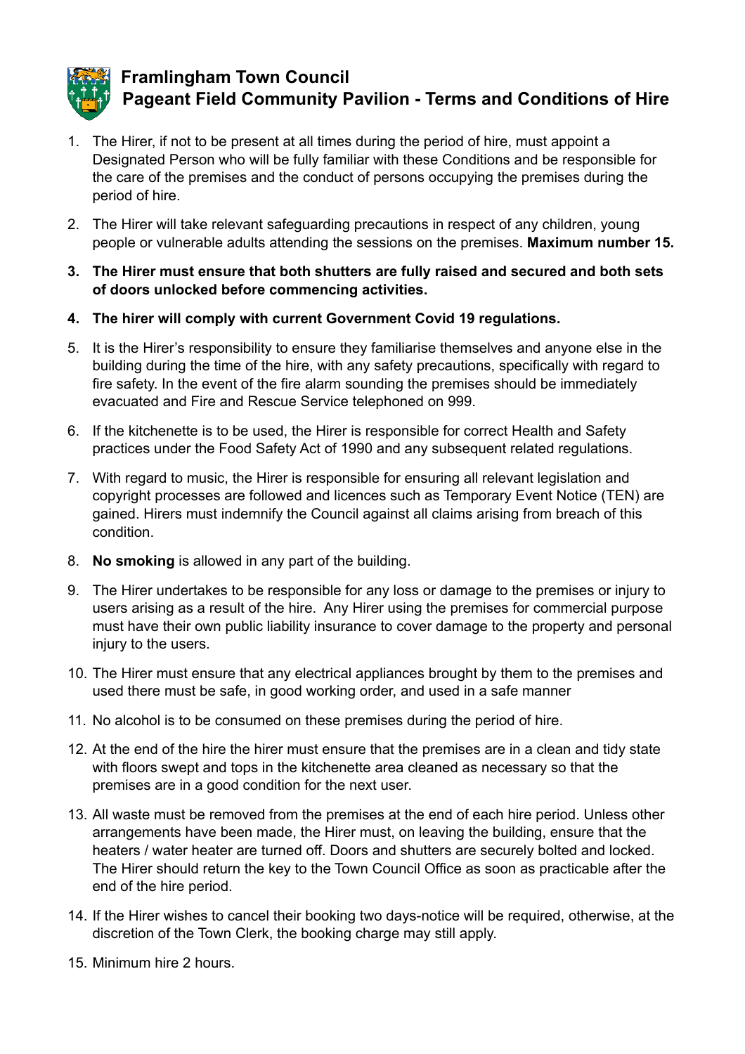# Framlingham Town Council
## Pageant Field Community Pavilion - Terms and Conditions of Hire

1. The Hirer, if not to be present at all times during the period of hire, must appoint a Designated Person who will be fully familiar with these Conditions and be responsible for the care of the premises and the conduct of persons occupying the premises during the period of hire.
2. The Hirer will take relevant safeguarding precautions in respect of any children, young people or vulnerable adults attending the sessions on the premises. **Maximum number 15.**
3. **The Hirer must ensure that both shutters are fully raised and secured and both sets of doors unlocked before commencing activities.**
4. **The hirer will comply with current Government Covid 19 regulations.**
5. It is the Hirer's responsibility to ensure they familiarise themselves and anyone else in the building during the time of the hire, with any safety precautions, specifically with regard to fire safety. In the event of the fire alarm sounding the premises should be immediately evacuated and Fire and Rescue Service telephoned on 999.
6. If the kitchenette is to be used, the Hirer is responsible for correct Health and Safety practices under the Food Safety Act of 1990 and any subsequent related regulations.
7. With regard to music, the Hirer is responsible for ensuring all relevant legislation and copyright processes are followed and licences such as Temporary Event Notice (TEN) are gained. Hirers must indemnify the Council against all claims arising from breach of this condition.
8. **No smoking** is allowed in any part of the building.
9. The Hirer undertakes to be responsible for any loss or damage to the premises or injury to users arising as a result of the hire. Any Hirer using the premises for commercial purpose must have their own public liability insurance to cover damage to the property and personal injury to the users.
10. The Hirer must ensure that any electrical appliances brought by them to the premises and used there must be safe, in good working order, and used in a safe manner
11. No alcohol is to be consumed on these premises during the period of hire.
12. At the end of the hire the hirer must ensure that the premises are in a clean and tidy state with floors swept and tops in the kitchenette area cleaned as necessary so that the premises are in a good condition for the next user.
13. All waste must be removed from the premises at the end of each hire period. Unless other arrangements have been made, the Hirer must, on leaving the building, ensure that the heaters / water heater are turned off. Doors and shutters are securely bolted and locked. The Hirer should return the key to the Town Council Office as soon as practicable after the end of the hire period.
14. If the Hirer wishes to cancel their booking two days-notice will be required, otherwise, at the discretion of the Town Clerk, the booking charge may still apply.
15. Minimum hire 2 hours.